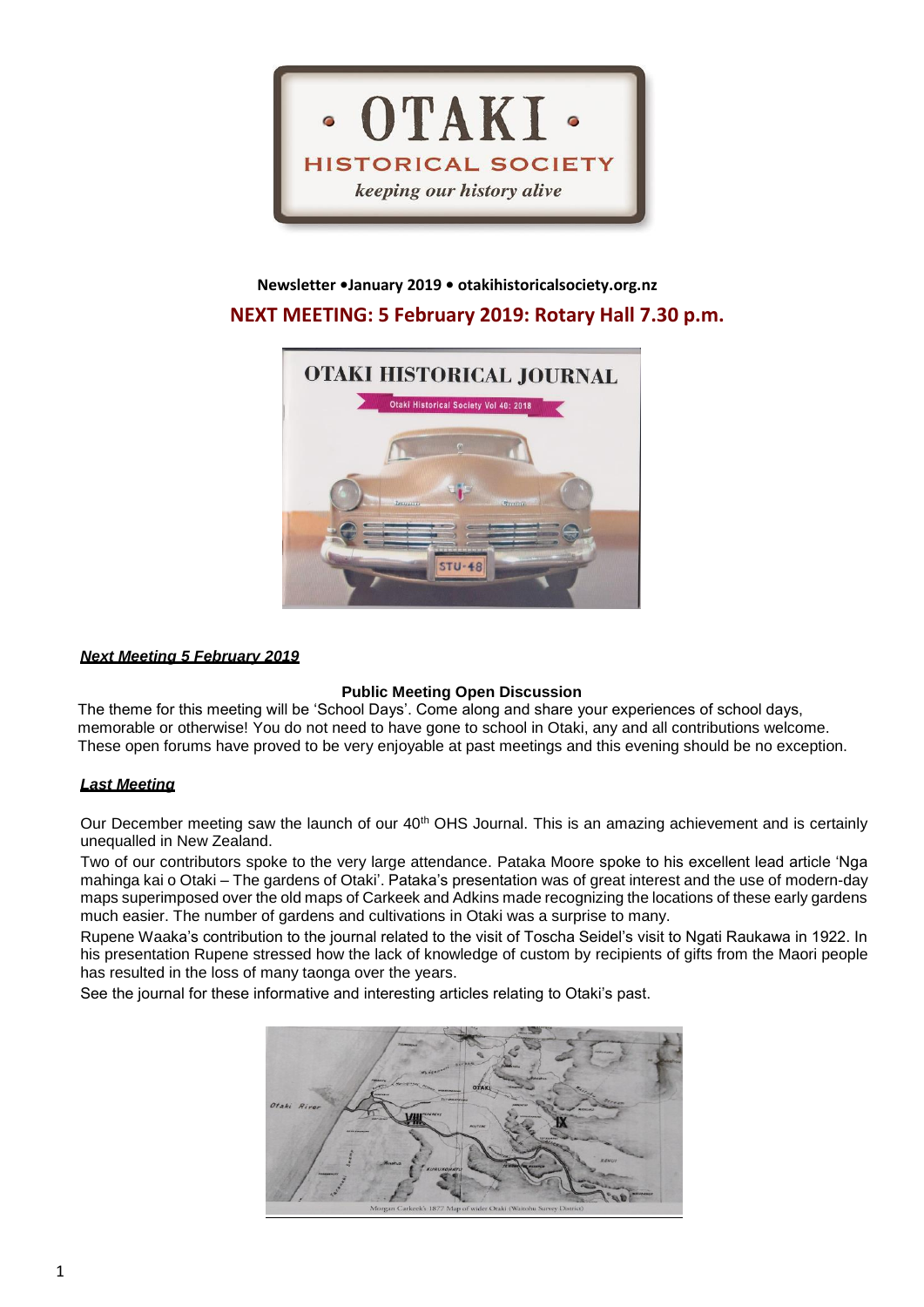# OTAKI HISTORICAL SOCIETY

*keeping our history alive*

**Newsletter •January 2019 • otakihistoricalsociety.org.nz**

## NEXT MEETING: 5 February 2019: Rotary Hall 7.30 p.m.

### ***Next Meeting 5 February 2019***

**Public Meeting Open Discussion**

The theme for this meeting will be 'School Days'. Come along and share your experiences of school days, memorable or otherwise! You do not need to have gone to school in Otaki, any and all contributions welcome. These open forums have proved to be very enjoyable at past meetings and this evening should be no exception.

### ***Last Meeting***

Our December meeting saw the launch of our 40th OHS Journal. This is an amazing achievement and is certainly unequalled in New Zealand.

Two of our contributors spoke to the very large attendance. Pataka Moore spoke to his excellent lead article 'Nga mahinga kai o Otaki – The gardens of Otaki'. Pataka's presentation was of great interest and the use of modern-day maps superimposed over the old maps of Carkeek and Adkins made recognizing the locations of these early gardens much easier. The number of gardens and cultivations in Otaki was a surprise to many.

Rupene Waaka's contribution to the journal related to the visit of Toscha Seidel's visit to Ngati Raukawa in 1922. In his presentation Rupene stressed how the lack of knowledge of custom by recipients of gifts from the Maori people has resulted in the loss of many taonga over the years.

See the journal for these informative and interesting articles relating to Otaki's past.

Morgan Carkeek's 1877 Map of wider Otaki (Waitohu Survey District)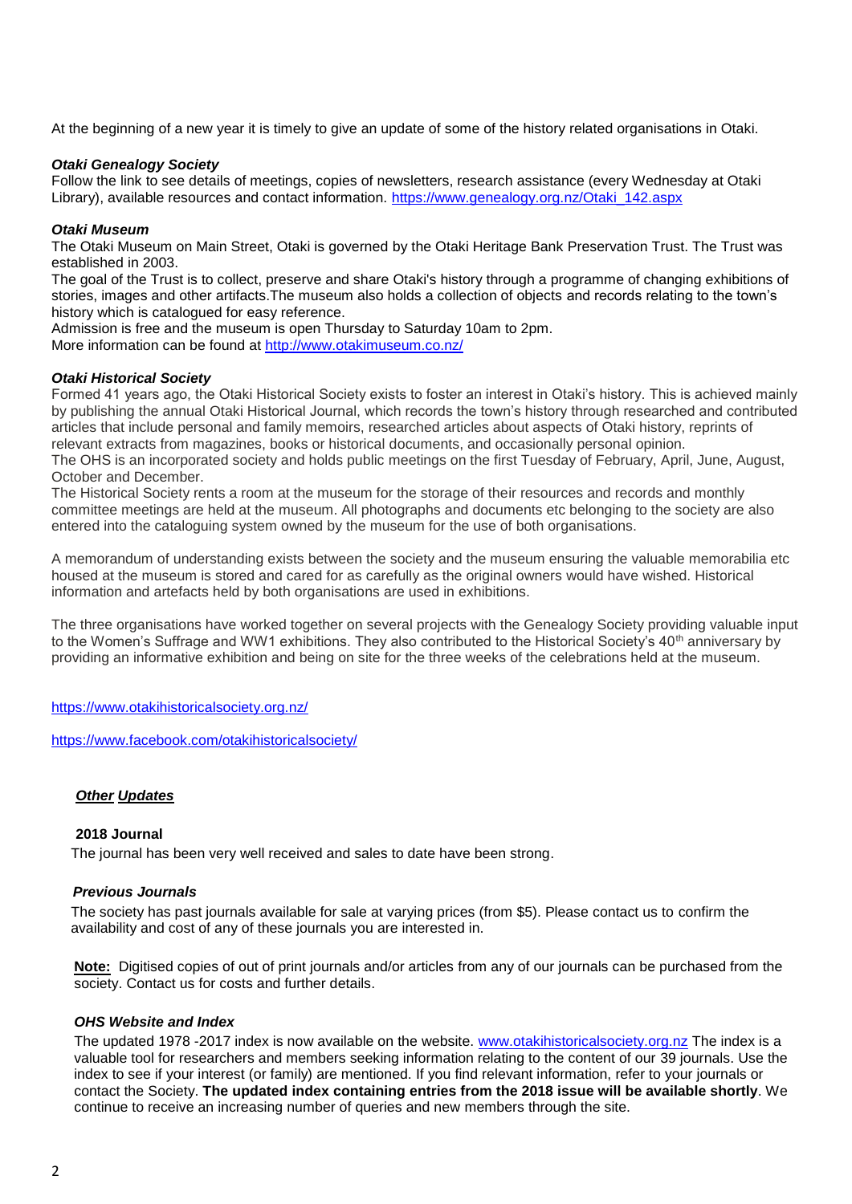At the beginning of a new year it is timely to give an update of some of the history related organisations in Otaki.

### *Otaki Genealogy Society*

Follow the link to see details of meetings, copies of newsletters, research assistance (every Wednesday at Otaki Library), available resources and contact information. https://www.genealogy.org.nz/Otaki_142.aspx

### *Otaki Museum*

The Otaki Museum on Main Street, Otaki is governed by the Otaki Heritage Bank Preservation Trust. The Trust was established in 2003.

The goal of the Trust is to collect, preserve and share Otaki's history through a programme of changing exhibitions of stories, images and other artifacts.The museum also holds a collection of objects and records relating to the town's history which is catalogued for easy reference.

Admission is free and the museum is open Thursday to Saturday 10am to 2pm.

More information can be found at http://www.otakimuseum.co.nz/

### *Otaki Historical Society*

Formed 41 years ago, the Otaki Historical Society exists to foster an interest in Otaki's history. This is achieved mainly by publishing the annual Otaki Historical Journal, which records the town's history through researched and contributed articles that include personal and family memoirs, researched articles about aspects of Otaki history, reprints of relevant extracts from magazines, books or historical documents, and occasionally personal opinion.

The OHS is an incorporated society and holds public meetings on the first Tuesday of February, April, June, August, October and December.

The Historical Society rents a room at the museum for the storage of their resources and records and monthly committee meetings are held at the museum. All photographs and documents etc belonging to the society are also entered into the cataloguing system owned by the museum for the use of both organisations.

A memorandum of understanding exists between the society and the museum ensuring the valuable memorabilia etc housed at the museum is stored and cared for as carefully as the original owners would have wished. Historical information and artefacts held by both organisations are used in exhibitions.

The three organisations have worked together on several projects with the Genealogy Society providing valuable input to the Women's Suffrage and WW1 exhibitions. They also contributed to the Historical Society's 40th anniversary by providing an informative exhibition and being on site for the three weeks of the celebrations held at the museum.

https://www.otakihistoricalsociety.org.nz/

https://www.facebook.com/otakihistoricalsociety/

## ***Other Updates***

### **2018 Journal**

The journal has been very well received and sales to date have been strong.

### *Previous Journals*

The society has past journals available for sale at varying prices (from $5). Please contact us to confirm the availability and cost of any of these journals you are interested in.

**Note:** Digitised copies of out of print journals and/or articles from any of our journals can be purchased from the society. Contact us for costs and further details.

### *OHS Website and Index*

The updated 1978 -2017 index is now available on the website. www.otakihistoricalsociety.org.nz The index is a valuable tool for researchers and members seeking information relating to the content of our 39 journals. Use the index to see if your interest (or family) are mentioned. If you find relevant information, refer to your journals or contact the Society. **The updated index containing entries from the 2018 issue will be available shortly**. We continue to receive an increasing number of queries and new members through the site.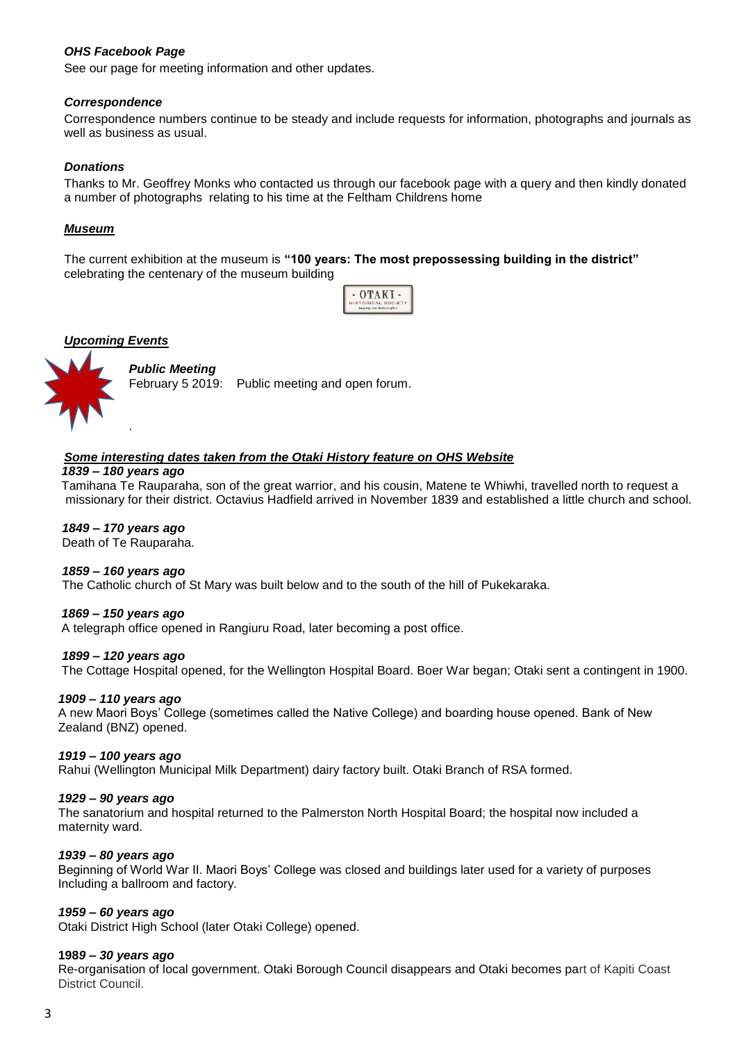### *OHS Facebook Page*

See our page for meeting information and other updates.

### *Correspondence*

Correspondence numbers continue to be steady and include requests for information, photographs and journals as well as business as usual.

### *Donations*

Thanks to Mr. Geoffrey Monks who contacted us through our facebook page with a query and then kindly donated a number of photographs relating to his time at the Feltham Childrens home

### ***Museum***

The current exhibition at the museum is **"100 years: The most prepossessing building in the district"** celebrating the centenary of the museum building

### ***Upcoming Events***

***Public Meeting***

February 5 2019: Public meeting and open forum.

.

### ***Some interesting dates taken from the Otaki History feature on OHS Website***

***1839 – 180 years ago***

Tamihana Te Rauparaha, son of the great warrior, and his cousin, Matene te Whiwhi, travelled north to request a missionary for their district. Octavius Hadfield arrived in November 1839 and established a little church and school.

***1849 – 170 years ago***

Death of Te Rauparaha.

***1859 – 160 years ago***

The Catholic church of St Mary was built below and to the south of the hill of Pukekaraka.

***1869 – 150 years ago***

A telegraph office opened in Rangiuru Road, later becoming a post office.

***1899 – 120 years ago***

The Cottage Hospital opened, for the Wellington Hospital Board. Boer War began; Otaki sent a contingent in 1900.

***1909 – 110 years ago***

A new Maori Boys' College (sometimes called the Native College) and boarding house opened. Bank of New Zealand (BNZ) opened.

***1919 – 100 years ago***

Rahui (Wellington Municipal Milk Department) dairy factory built. Otaki Branch of RSA formed.

***1929 – 90 years ago***

The sanatorium and hospital returned to the Palmerston North Hospital Board; the hospital now included a maternity ward.

***1939 – 80 years ago***

Beginning of World War II. Maori Boys' College was closed and buildings later used for a variety of purposes Including a ballroom and factory.

***1959 – 60 years ago***

Otaki District High School (later Otaki College) opened.

**198*9 – 30 years ago***

Re-organisation of local government. Otaki Borough Council disappears and Otaki becomes part of Kapiti Coast District Council.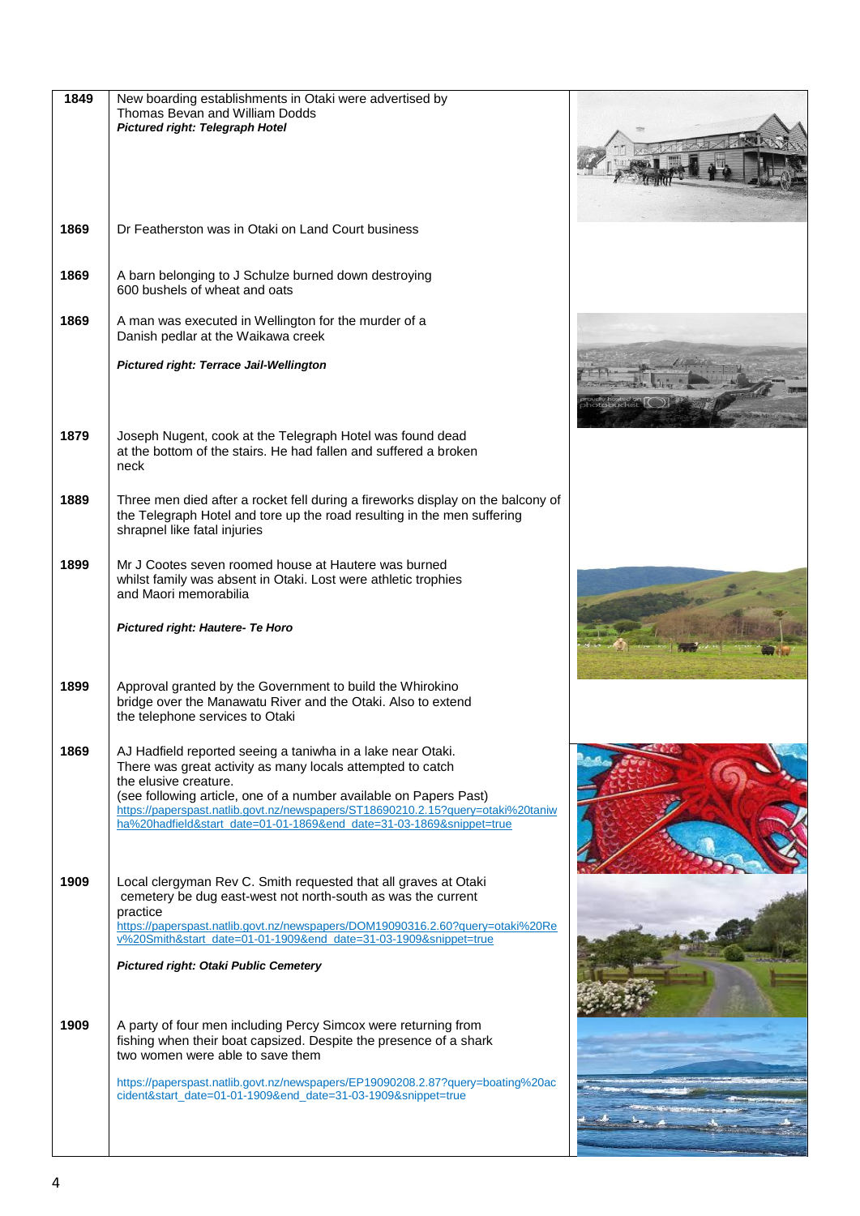| | | |
|---|---|---|
| 1849 | New boarding establishments in Otaki were advertised by Thomas Bevan and William Dodds<br>***Pictured right: Telegraph Hotel*** | |
| 1869 | Dr Featherston was in Otaki on Land Court business | |
| 1869 | A barn belonging to J Schulze burned down destroying 600 bushels of wheat and oats | |
| 1869 | A man was executed in Wellington for the murder of a Danish pedlar at the Waikawa creek<br>***Pictured right: Terrace Jail-Wellington*** | |
| 1879 | Joseph Nugent, cook at the Telegraph Hotel was found dead at the bottom of the stairs. He had fallen and suffered a broken neck | |
| 1889 | Three men died after a rocket fell during a fireworks display on the balcony of the Telegraph Hotel and tore up the road resulting in the men suffering shrapnel like fatal injuries | |
| 1899 | Mr J Cootes seven roomed house at Hautere was burned whilst family was absent in Otaki. Lost were athletic trophies and Maori memorabilia<br>***Pictured right: Hautere- Te Horo*** | |
| 1899 | Approval granted by the Government to build the Whirokino bridge over the Manawatu River and the Otaki. Also to extend the telephone services to Otaki | |
| 1869 | AJ Hadfield reported seeing a taniwha in a lake near Otaki. There was great activity as many locals attempted to catch the elusive creature.<br>(see following article, one of a number available on Papers Past)<br>https://paperspast.natlib.govt.nz/newspapers/ST18690210.2.15?query=otaki%20taniwha%20hadfield&start_date=01-01-1869&end_date=31-03-1869&snippet=true | |
| 1909 | Local clergyman Rev C. Smith requested that all graves at Otaki cemetery be dug east-west not north-south as was the current practice<br>https://paperspast.natlib.govt.nz/newspapers/DOM19090316.2.60?query=otaki%20Rev%20Smith&start_date=01-01-1909&end_date=31-03-1909&snippet=true<br>***Pictured right: Otaki Public Cemetery*** | |
| 1909 | A party of four men including Percy Simcox were returning from fishing when their boat capsized. Despite the presence of a shark two women were able to save them<br>https://paperspast.natlib.govt.nz/newspapers/EP19090208.2.87?query=boating%20accident&start_date=01-01-1909&end_date=31-03-1909&snippet=true | |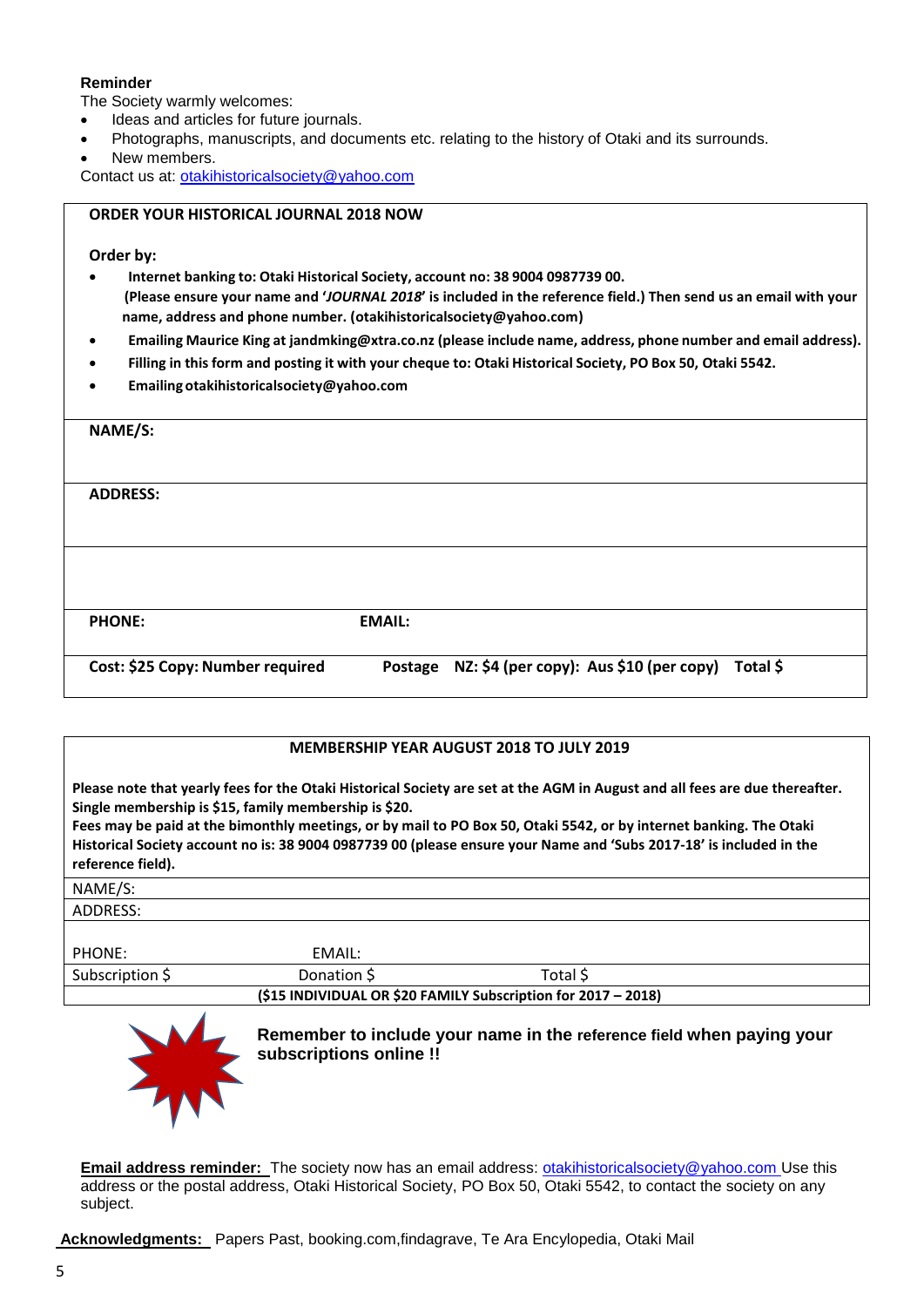**Reminder**

The Society warmly welcomes:

- Ideas and articles for future journals.
- Photographs, manuscripts, and documents etc. relating to the history of Otaki and its surrounds.
- New members.

Contact us at: otakihistoricalsociety@yahoo.com

**ORDER YOUR HISTORICAL JOURNAL 2018 NOW**

**Order by:**

- **Internet banking to: Otaki Historical Society, account no: 38 9004 0987739 00.** **(Please ensure your name and '*JOURNAL 2018*' is included in the reference field.) Then send us an email with your name, address and phone number. (otakihistoricalsociety@yahoo.com)**
- **Emailing Maurice King at jandmking@xtra.co.nz (please include name, address, phone number and email address).**
- **Filling in this form and posting it with your cheque to: Otaki Historical Society, PO Box 50, Otaki 5542.**
- **Emailing otakihistoricalsociety@yahoo.com**

| | |
|---|---|
| **NAME/S:** | |
| **ADDRESS:** | |
| | |
| **PHONE:** | **EMAIL:** |
| **Cost: $25 Copy: Number required** | **Postage NZ: $4 (per copy): Aus $10 (per copy) Total $** |

**MEMBERSHIP YEAR AUGUST 2018 TO JULY 2019**

**Please note that yearly fees for the Otaki Historical Society are set at the AGM in August and all fees are due thereafter. Single membership is $15, family membership is $20.**
**Fees may be paid at the bimonthly meetings, or by mail to PO Box 50, Otaki 5542, or by internet banking. The Otaki Historical Society account no is: 38 9004 0987739 00 (please ensure your Name and 'Subs 2017-18' is included in the reference field).**

| | | |
|---|---|---|
| NAME/S: | | |
| ADDRESS: | | |
| PHONE: | EMAIL: | |
| Subscription $ | Donation $ | Total $ |
| **($15 INDIVIDUAL OR $20 FAMILY Subscription for 2017 – 2018)** | | |

**Remember to include your name in the reference field when paying your subscriptions online !!**

**Email address reminder:** The society now has an email address: otakihistoricalsociety@yahoo.com Use this address or the postal address, Otaki Historical Society, PO Box 50, Otaki 5542, to contact the society on any subject.

**Acknowledgments:** Papers Past, booking.com,findagrave, Te Ara Encylopedia, Otaki Mail